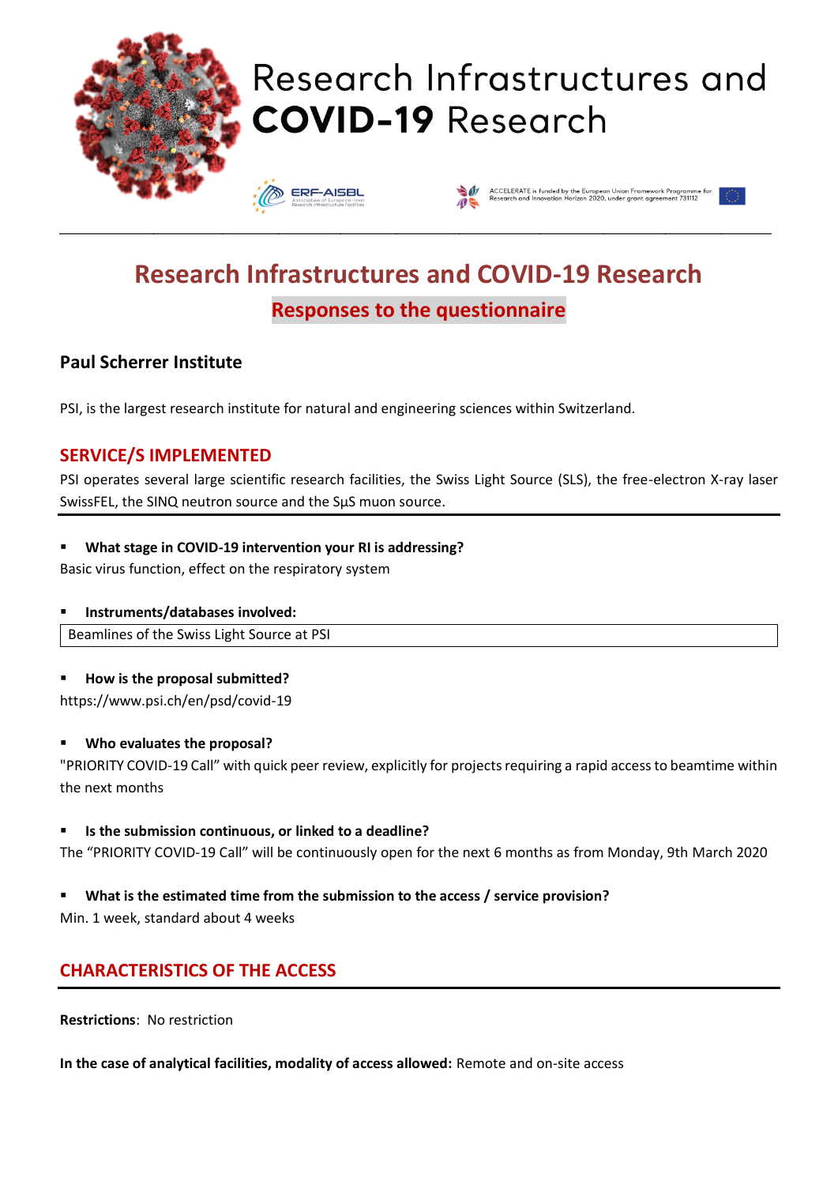# Research Infrastructures and COVID-19 Research

ERF-AISBL Association of European-level Research Infrastructure Facilities

ACCELERATE is funded by the European Union Framework Programme for Research and Innovation Horizon 2020, under grant agreement 731112

## Research Infrastructures and COVID-19 Research

### Responses to the questionnaire

### Paul Scherrer Institute

PSI, is the largest research institute for natural and engineering sciences within Switzerland.

## SERVICE/S IMPLEMENTED

PSI operates several large scientific research facilities, the Swiss Light Source (SLS), the free-electron X-ray laser SwissFEL, the SINQ neutron source and the SμS muon source.

- **What stage in COVID-19 intervention your RI is addressing?**

Basic virus function, effect on the respiratory system

- **Instruments/databases involved:**

Beamlines of the Swiss Light Source at PSI

- **How is the proposal submitted?**

https://www.psi.ch/en/psd/covid-19

- **Who evaluates the proposal?**

"PRIORITY COVID-19 Call" with quick peer review, explicitly for projects requiring a rapid access to beamtime within the next months

- **Is the submission continuous, or linked to a deadline?**

The "PRIORITY COVID-19 Call" will be continuously open for the next 6 months as from Monday, 9th March 2020

- **What is the estimated time from the submission to the access / service provision?**

Min. 1 week, standard about 4 weeks

## CHARACTERISTICS OF THE ACCESS

**Restrictions**: No restriction

**In the case of analytical facilities, modality of access allowed:** Remote and on-site access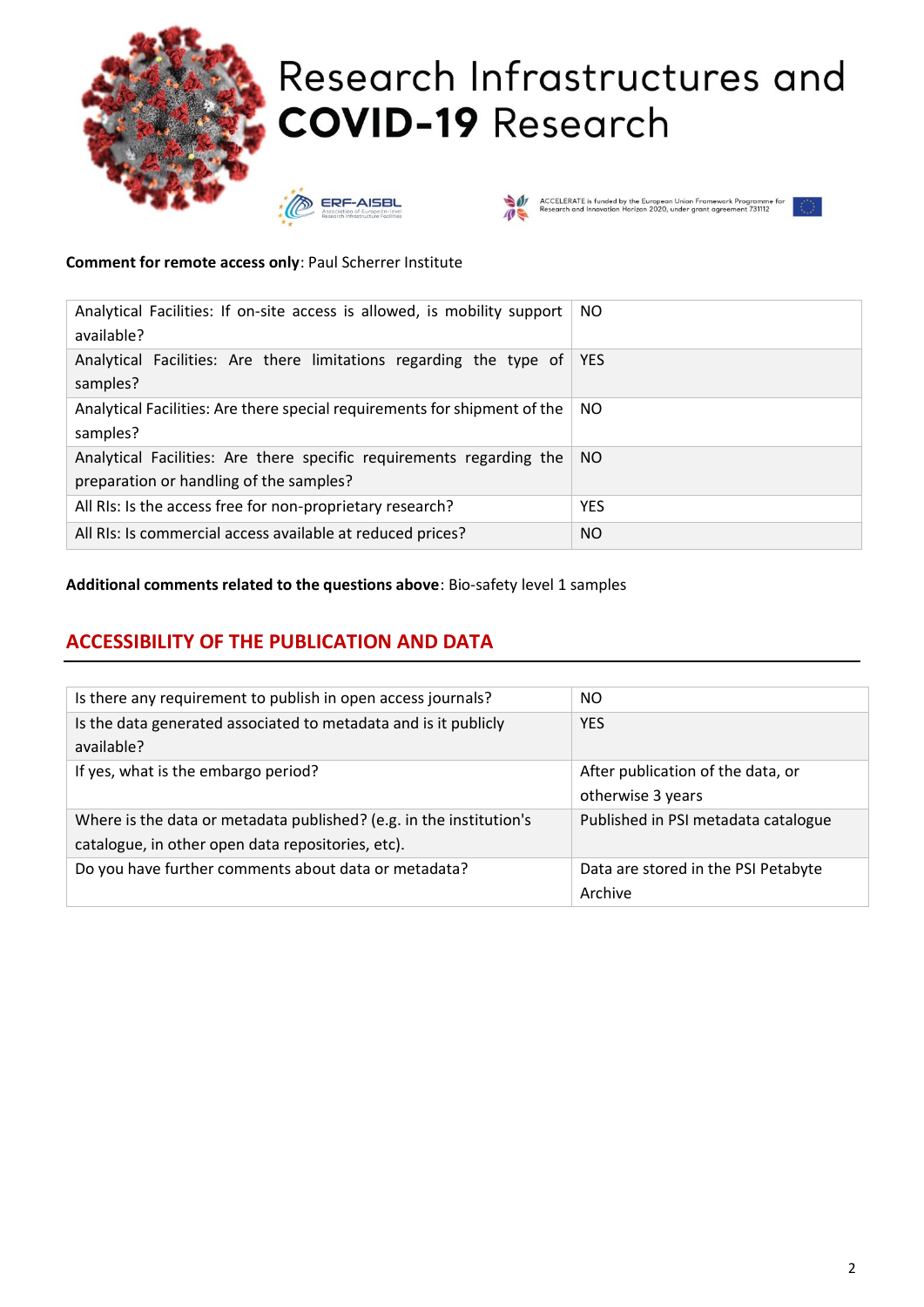**Comment for remote access only**: Paul Scherrer Institute

| | |
|---|---|
| Analytical Facilities: If on-site access is allowed, is mobility support available? | NO |
| Analytical Facilities: Are there limitations regarding the type of samples? | YES |
| Analytical Facilities: Are there special requirements for shipment of the samples? | NO |
| Analytical Facilities: Are there specific requirements regarding the preparation or handling of the samples? | NO |
| All RIs: Is the access free for non-proprietary research? | YES |
| All RIs: Is commercial access available at reduced prices? | NO |

**Additional comments related to the questions above**: Bio-safety level 1 samples

## ACCESSIBILITY OF THE PUBLICATION AND DATA

| | |
|---|---|
| Is there any requirement to publish in open access journals? | NO |
| Is the data generated associated to metadata and is it publicly available? | YES |
| If yes, what is the embargo period? | After publication of the data, or otherwise 3 years |
| Where is the data or metadata published? (e.g. in the institution's catalogue, in other open data repositories, etc). | Published in PSI metadata catalogue |
| Do you have further comments about data or metadata? | Data are stored in the PSI Petabyte Archive |